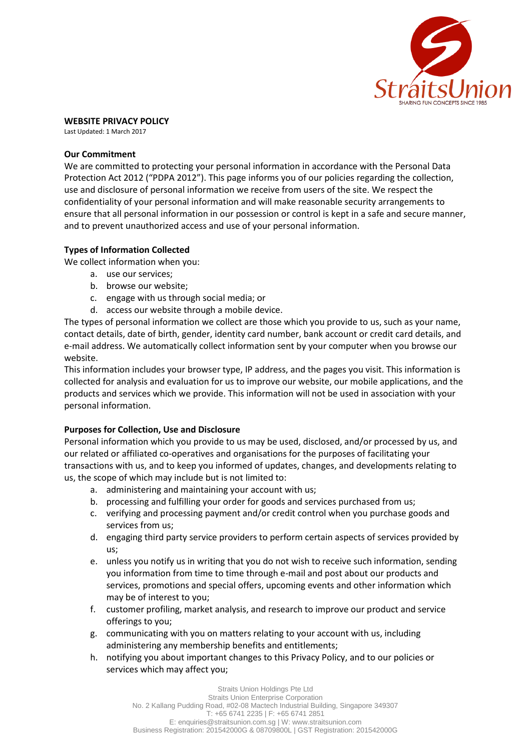## WEBSITE PRIVACY POLICY

Last Updated: 1 March 2017

### Our Commitment

We are committed to protecting your personal information in accordance with the Personal Data Protection Act 2012 ("PDPA 2012"). This page informs you of our policies regarding the collection, use and disclosure of personal information we receive from users of the site. We respect the confidentiality of your personal information and will make reasonable security arrangements to ensure that all personal information in our possession or control is kept in a safe and secure manner, and to prevent unauthorized access and use of your personal information.

### Types of Information Collected

We collect information when you:

a. use our services;
b. browse our website;
c. engage with us through social media; or
d. access our website through a mobile device.

The types of personal information we collect are those which you provide to us, such as your name, contact details, date of birth, gender, identity card number, bank account or credit card details, and e-mail address. We automatically collect information sent by your computer when you browse our website.

This information includes your browser type, IP address, and the pages you visit. This information is collected for analysis and evaluation for us to improve our website, our mobile applications, and the products and services which we provide. This information will not be used in association with your personal information.

### Purposes for Collection, Use and Disclosure

Personal information which you provide to us may be used, disclosed, and/or processed by us, and our related or affiliated co-operatives and organisations for the purposes of facilitating your transactions with us, and to keep you informed of updates, changes, and developments relating to us, the scope of which may include but is not limited to:

a. administering and maintaining your account with us;
b. processing and fulfilling your order for goods and services purchased from us;
c. verifying and processing payment and/or credit control when you purchase goods and services from us;
d. engaging third party service providers to perform certain aspects of services provided by us;
e. unless you notify us in writing that you do not wish to receive such information, sending you information from time to time through e-mail and post about our products and services, promotions and special offers, upcoming events and other information which may be of interest to you;
f. customer profiling, market analysis, and research to improve our product and service offerings to you;
g. communicating with you on matters relating to your account with us, including administering any membership benefits and entitlements;
h. notifying you about important changes to this Privacy Policy, and to our policies or services which may affect you;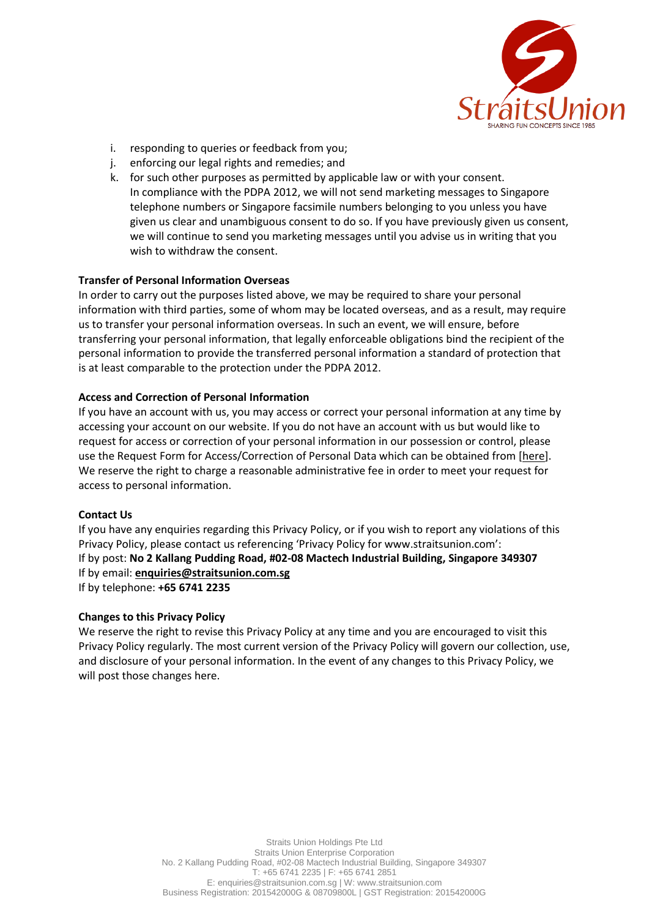i. responding to queries or feedback from you;
j. enforcing our legal rights and remedies; and
k. for such other purposes as permitted by applicable law or with your consent.

In compliance with the PDPA 2012, we will not send marketing messages to Singapore telephone numbers or Singapore facsimile numbers belonging to you unless you have given us clear and unambiguous consent to do so. If you have previously given us consent, we will continue to send you marketing messages until you advise us in writing that you wish to withdraw the consent.

**Transfer of Personal Information Overseas**

In order to carry out the purposes listed above, we may be required to share your personal information with third parties, some of whom may be located overseas, and as a result, may require us to transfer your personal information overseas. In such an event, we will ensure, before transferring your personal information, that legally enforceable obligations bind the recipient of the personal information to provide the transferred personal information a standard of protection that is at least comparable to the protection under the PDPA 2012.

**Access and Correction of Personal Information**

If you have an account with us, you may access or correct your personal information at any time by accessing your account on our website. If you do not have an account with us but would like to request for access or correction of your personal information in our possession or control, please use the Request Form for Access/Correction of Personal Data which can be obtained from [here]. We reserve the right to charge a reasonable administrative fee in order to meet your request for access to personal information.

**Contact Us**

If you have any enquiries regarding this Privacy Policy, or if you wish to report any violations of this Privacy Policy, please contact us referencing 'Privacy Policy for www.straitsunion.com':
If by post: **No 2 Kallang Pudding Road, #02-08 Mactech Industrial Building, Singapore 349307**
If by email: **enquiries@straitsunion.com.sg**
If by telephone: **+65 6741 2235**

**Changes to this Privacy Policy**

We reserve the right to revise this Privacy Policy at any time and you are encouraged to visit this Privacy Policy regularly. The most current version of the Privacy Policy will govern our collection, use, and disclosure of your personal information. In the event of any changes to this Privacy Policy, we will post those changes here.